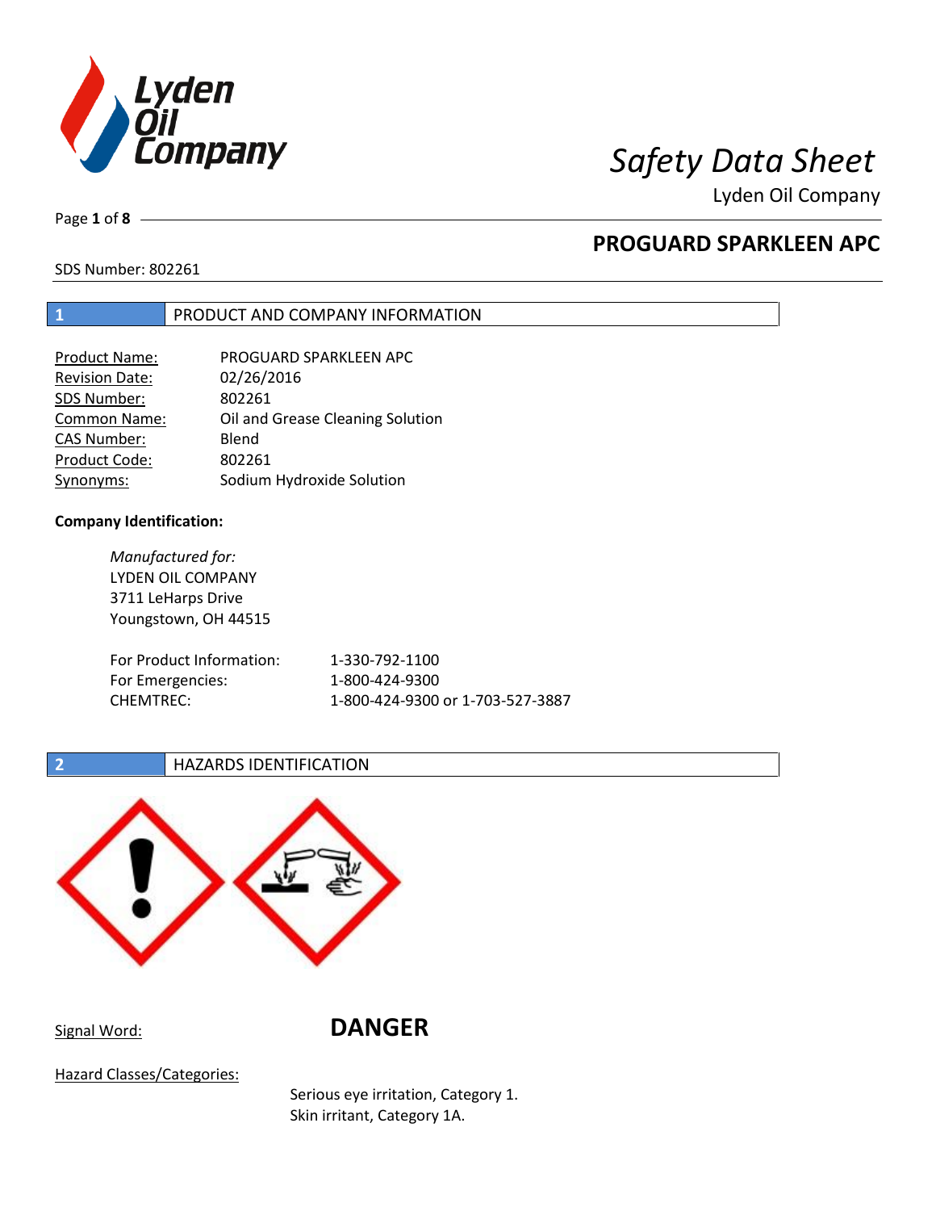# Safety Data Sheet

Lyden Oil Company

## PROGUARD SPARKLEEN APC

SDS Number: 802261

## 1 PRODUCT AND COMPANY INFORMATION

| | |
|---|---|
| Product Name: | PROGUARD SPARKLEEN APC |
| Revision Date: | 02/26/2016 |
| SDS Number: | 802261 |
| Common Name: | Oil and Grease Cleaning Solution |
| CAS Number: | Blend |
| Product Code: | 802261 |
| Synonyms: | Sodium Hydroxide Solution |

**Company Identification:**

*Manufactured for:*
LYDEN OIL COMPANY
3711 LeHarps Drive
Youngstown, OH 44515

| | |
|---|---|
| For Product Information: | 1-330-792-1100 |
| For Emergencies: | 1-800-424-9300 |
| CHEMTREC: | 1-800-424-9300 or 1-703-527-3887 |

## 2 HAZARDS IDENTIFICATION

Signal Word: **DANGER**

Hazard Classes/Categories:

Serious eye irritation, Category 1.
Skin irritant, Category 1A.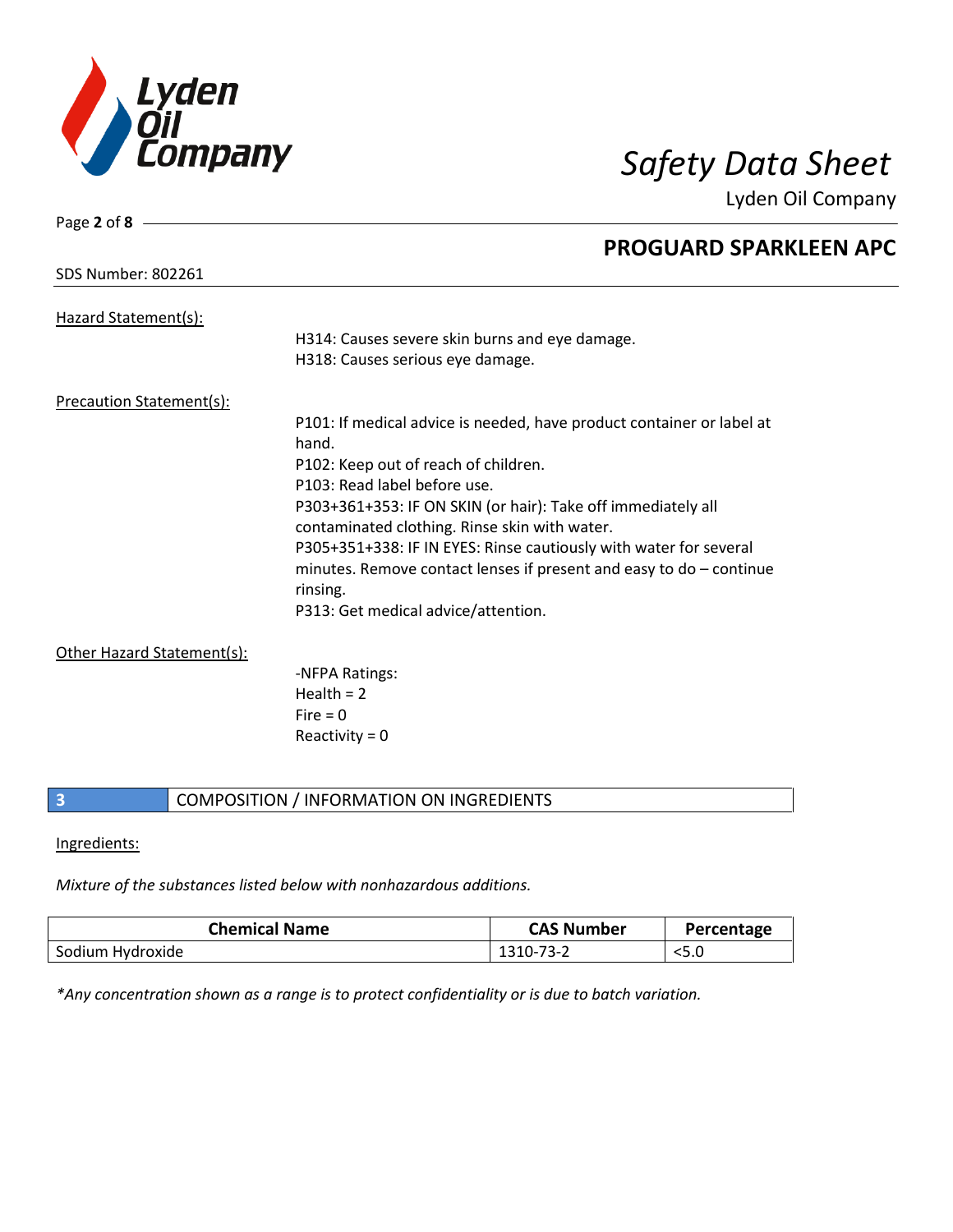## PROGUARD SPARKLEEN APC

SDS Number: 802261

Hazard Statement(s):

H314: Causes severe skin burns and eye damage.
H318: Causes serious eye damage.

Precaution Statement(s):

P101: If medical advice is needed, have product container or label at hand.
P102: Keep out of reach of children.
P103: Read label before use.
P303+361+353: IF ON SKIN (or hair): Take off immediately all contaminated clothing. Rinse skin with water.
P305+351+338: IF IN EYES: Rinse cautiously with water for several minutes. Remove contact lenses if present and easy to do – continue rinsing.
P313: Get medical advice/attention.

Other Hazard Statement(s):

-NFPA Ratings:
Health = 2
Fire = 0
Reactivity = 0

## 3 COMPOSITION / INFORMATION ON INGREDIENTS

Ingredients:

*Mixture of the substances listed below with nonhazardous additions.*

| Chemical Name | CAS Number | Percentage |
|---|---|---|
| Sodium Hydroxide | 1310-73-2 | <5.0 |

*\*Any concentration shown as a range is to protect confidentiality or is due to batch variation.*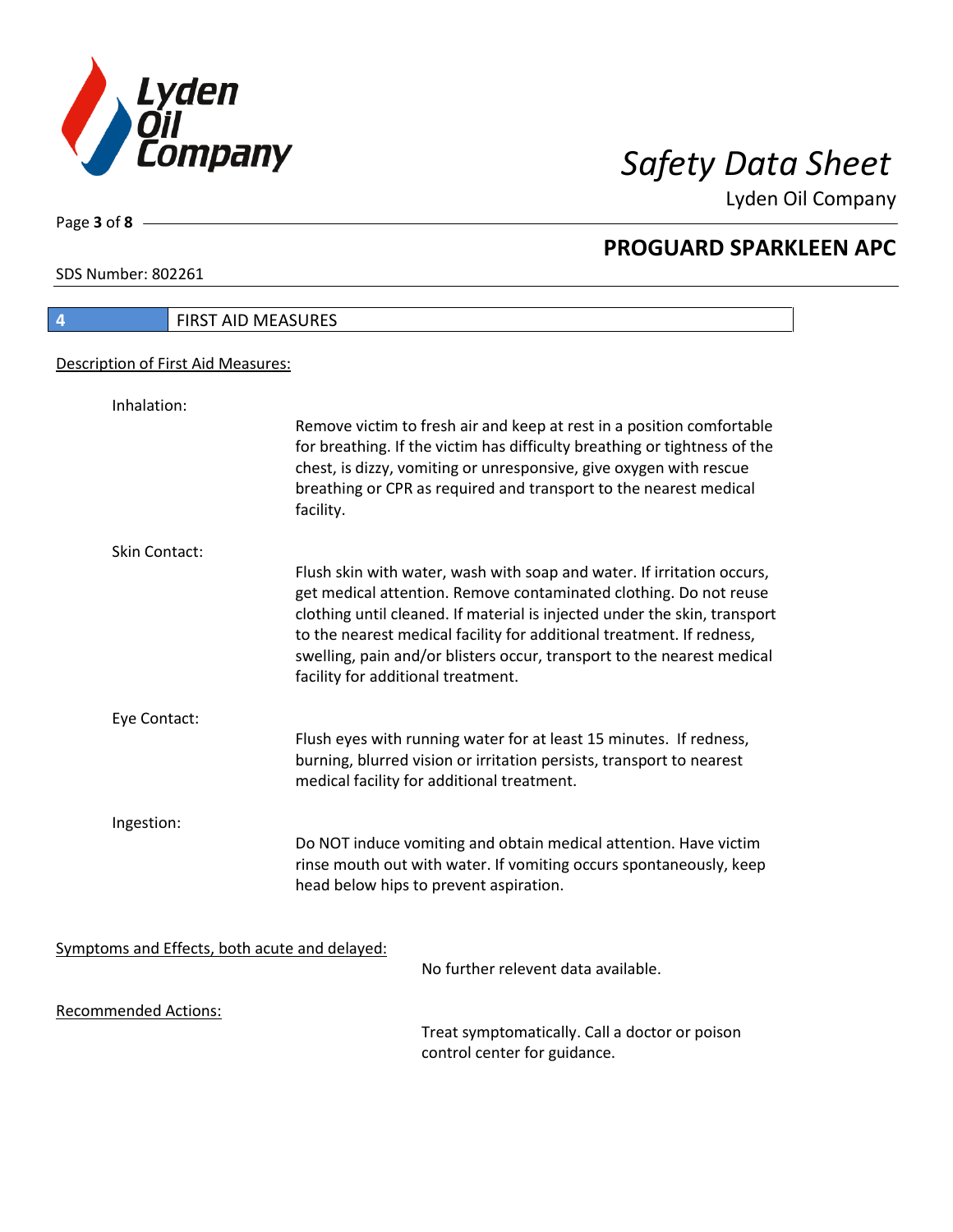## 4 FIRST AID MEASURES

Description of First Aid Measures:

**Inhalation:**

Remove victim to fresh air and keep at rest in a position comfortable for breathing. If the victim has difficulty breathing or tightness of the chest, is dizzy, vomiting or unresponsive, give oxygen with rescue breathing or CPR as required and transport to the nearest medical facility.

**Skin Contact:**

Flush skin with water, wash with soap and water. If irritation occurs, get medical attention. Remove contaminated clothing. Do not reuse clothing until cleaned. If material is injected under the skin, transport to the nearest medical facility for additional treatment. If redness, swelling, pain and/or blisters occur, transport to the nearest medical facility for additional treatment.

**Eye Contact:**

Flush eyes with running water for at least 15 minutes. If redness, burning, blurred vision or irritation persists, transport to nearest medical facility for additional treatment.

**Ingestion:**

Do NOT induce vomiting and obtain medical attention. Have victim rinse mouth out with water. If vomiting occurs spontaneously, keep head below hips to prevent aspiration.

Symptoms and Effects, both acute and delayed:

No further relevent data available.

Recommended Actions:

Treat symptomatically. Call a doctor or poison control center for guidance.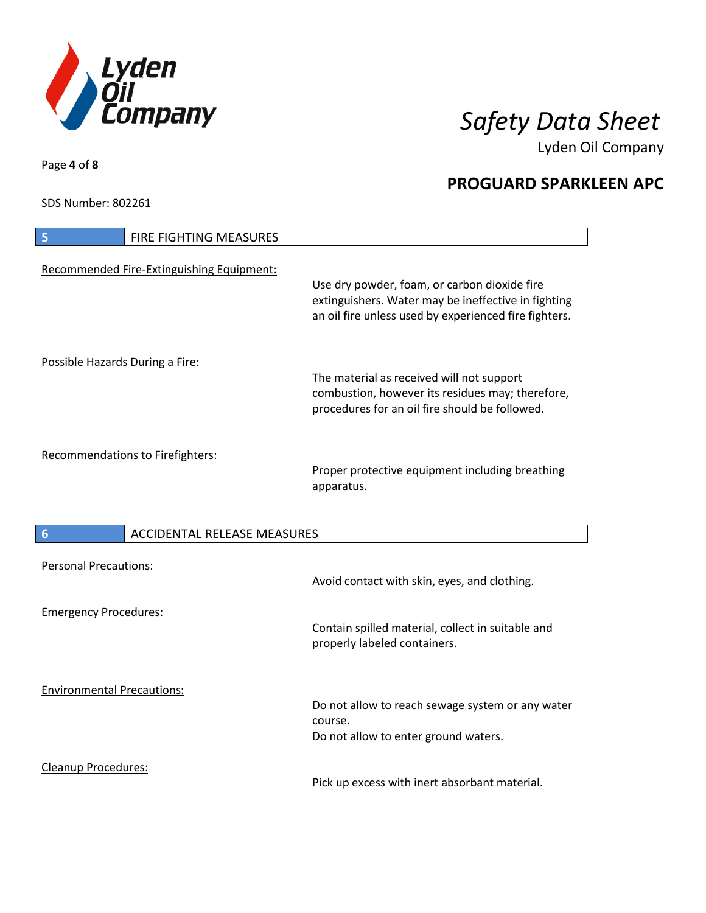SDS Number: 802261

## 5 FIRE FIGHTING MEASURES

Recommended Fire-Extinguishing Equipment:

Use dry powder, foam, or carbon dioxide fire extinguishers. Water may be ineffective in fighting an oil fire unless used by experienced fire fighters.

Possible Hazards During a Fire:

The material as received will not support combustion, however its residues may; therefore, procedures for an oil fire should be followed.

Recommendations to Firefighters:

Proper protective equipment including breathing apparatus.

## 6 ACCIDENTAL RELEASE MEASURES

Personal Precautions:

Avoid contact with skin, eyes, and clothing.

Emergency Procedures:

Contain spilled material, collect in suitable and properly labeled containers.

Environmental Precautions:

Do not allow to reach sewage system or any water course.
Do not allow to enter ground waters.

Cleanup Procedures:

Pick up excess with inert absorbant material.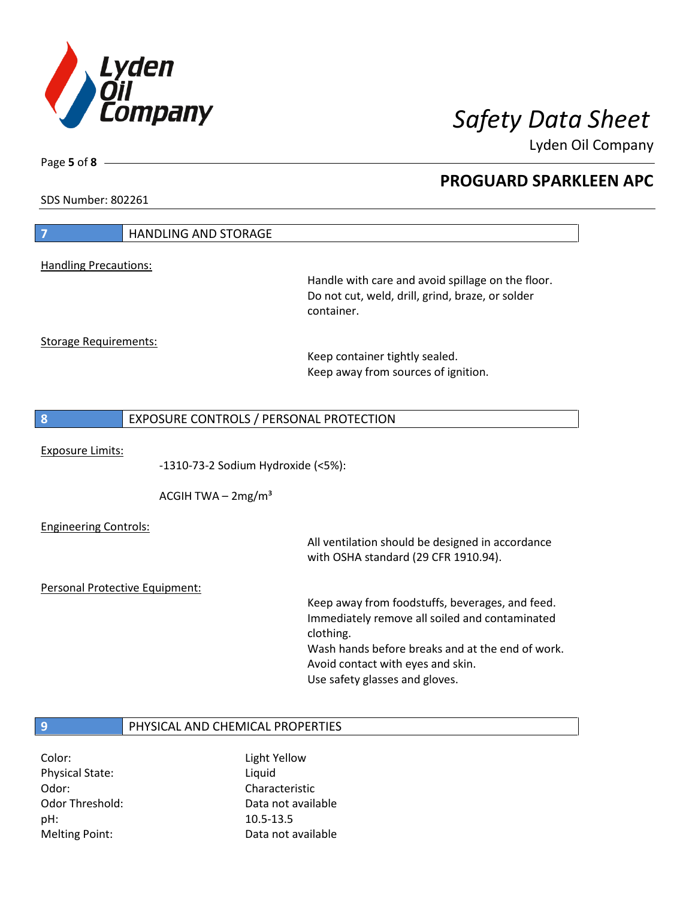SDS Number: 802261

## 7 HANDLING AND STORAGE

Handling Precautions:

Handle with care and avoid spillage on the floor.
Do not cut, weld, drill, grind, braze, or solder container.

Storage Requirements:

Keep container tightly sealed.
Keep away from sources of ignition.

## 8 EXPOSURE CONTROLS / PERSONAL PROTECTION

Exposure Limits:

-1310-73-2 Sodium Hydroxide (<5%):

ACGIH TWA – 2mg/m³

Engineering Controls:

All ventilation should be designed in accordance with OSHA standard (29 CFR 1910.94).

Personal Protective Equipment:

Keep away from foodstuffs, beverages, and feed.
Immediately remove all soiled and contaminated clothing.
Wash hands before breaks and at the end of work.
Avoid contact with eyes and skin.
Use safety glasses and gloves.

## 9 PHYSICAL AND CHEMICAL PROPERTIES

| | |
|---|---|
| Color: | Light Yellow |
| Physical State: | Liquid |
| Odor: | Characteristic |
| Odor Threshold: | Data not available |
| pH: | 10.5-13.5 |
| Melting Point: | Data not available |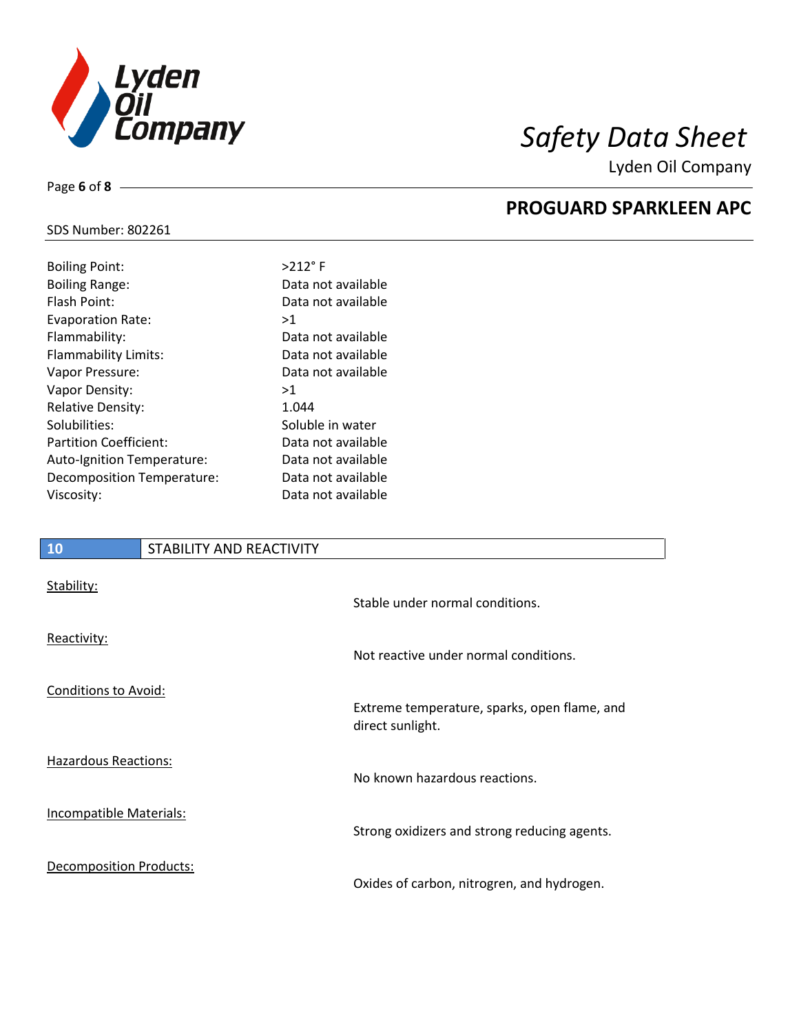| | |
|---|---|
| Boiling Point: | >212° F |
| Boiling Range: | Data not available |
| Flash Point: | Data not available |
| Evaporation Rate: | >1 |
| Flammability: | Data not available |
| Flammability Limits: | Data not available |
| Vapor Pressure: | Data not available |
| Vapor Density: | >1 |
| Relative Density: | 1.044 |
| Solubilities: | Soluble in water |
| Partition Coefficient: | Data not available |
| Auto-Ignition Temperature: | Data not available |
| Decomposition Temperature: | Data not available |
| Viscosity: | Data not available |

## 10 STABILITY AND REACTIVITY

**Stability:**

Stable under normal conditions.

**Reactivity:**

Not reactive under normal conditions.

**Conditions to Avoid:**

Extreme temperature, sparks, open flame, and direct sunlight.

**Hazardous Reactions:**

No known hazardous reactions.

**Incompatible Materials:**

Strong oxidizers and strong reducing agents.

**Decomposition Products:**

Oxides of carbon, nitrogren, and hydrogen.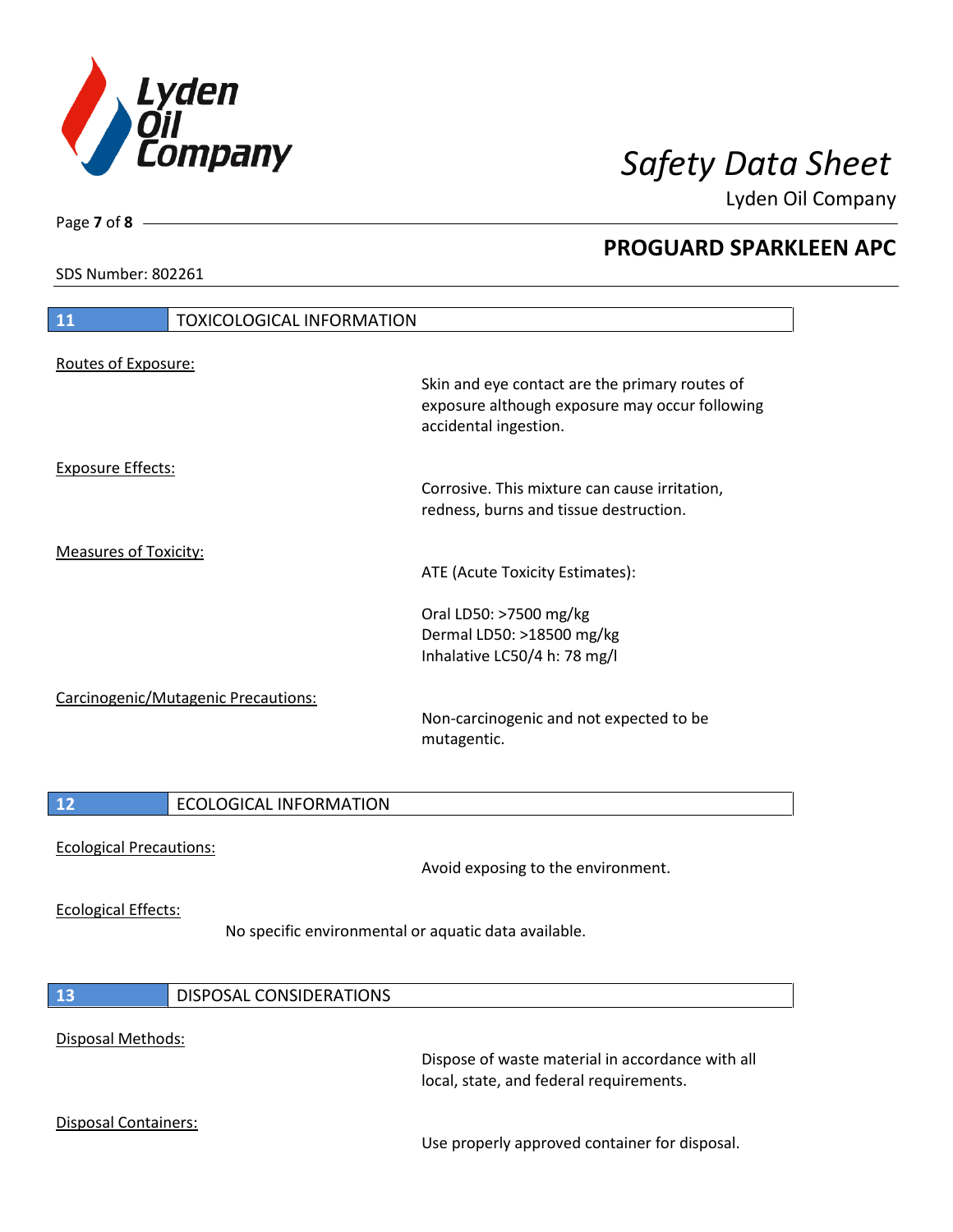SDS Number: 802261

## 11 TOXICOLOGICAL INFORMATION

Routes of Exposure:

Skin and eye contact are the primary routes of exposure although exposure may occur following accidental ingestion.

Exposure Effects:

Corrosive. This mixture can cause irritation, redness, burns and tissue destruction.

Measures of Toxicity:

ATE (Acute Toxicity Estimates):

Oral LD50: >7500 mg/kg
Dermal LD50: >18500 mg/kg
Inhalative LC50/4 h: 78 mg/l

Carcinogenic/Mutagenic Precautions:

Non-carcinogenic and not expected to be mutagentic.

## 12 ECOLOGICAL INFORMATION

Ecological Precautions:

Avoid exposing to the environment.

Ecological Effects:

No specific environmental or aquatic data available.

## 13 DISPOSAL CONSIDERATIONS

Disposal Methods:

Dispose of waste material in accordance with all local, state, and federal requirements.

Disposal Containers:

Use properly approved container for disposal.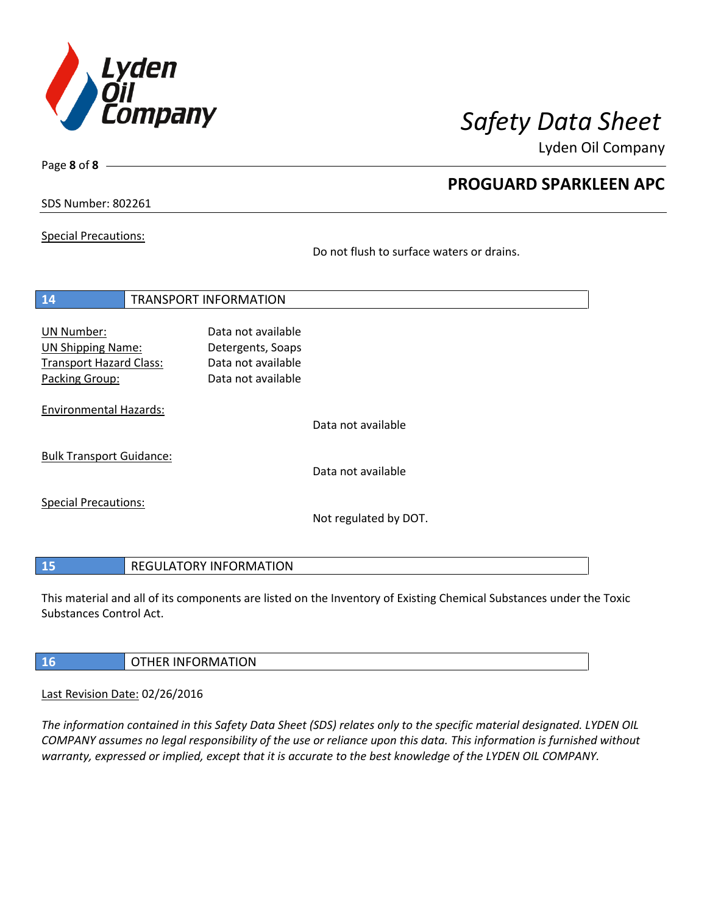Special Precautions:

Do not flush to surface waters or drains.

## 14 TRANSPORT INFORMATION

| | |
|---|---|
| UN Number: | Data not available |
| UN Shipping Name: | Detergents, Soaps |
| Transport Hazard Class: | Data not available |
| Packing Group: | Data not available |

Environmental Hazards:

Data not available

Bulk Transport Guidance:

Data not available

Special Precautions:

Not regulated by DOT.

## 15 REGULATORY INFORMATION

This material and all of its components are listed on the Inventory of Existing Chemical Substances under the Toxic Substances Control Act.

## 16 OTHER INFORMATION

Last Revision Date: 02/26/2016

*The information contained in this Safety Data Sheet (SDS) relates only to the specific material designated. LYDEN OIL COMPANY assumes no legal responsibility of the use or reliance upon this data. This information is furnished without warranty, expressed or implied, except that it is accurate to the best knowledge of the LYDEN OIL COMPANY.*